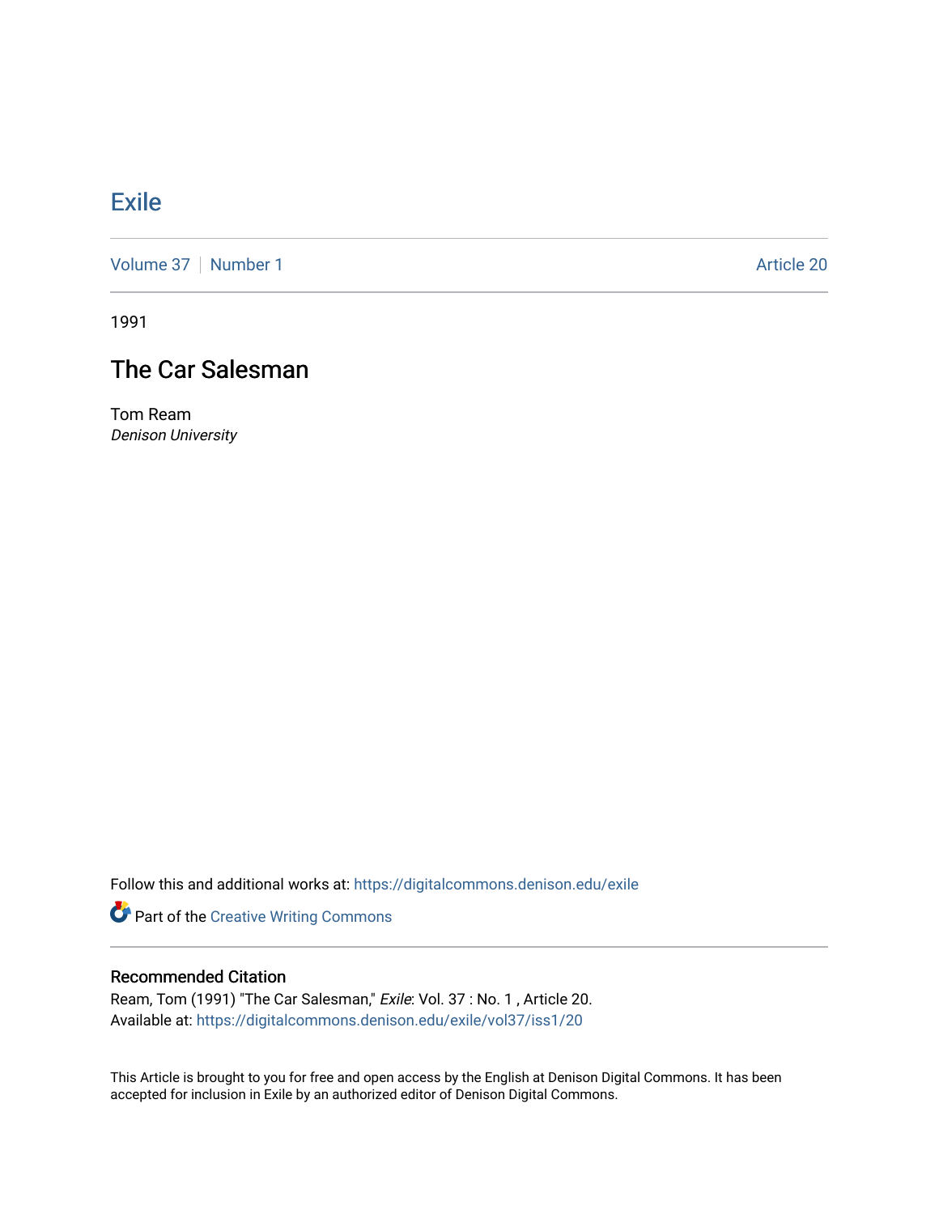# Exile

Volume 37 | Number 1 | Article 20

1991

## The Car Salesman

Tom Ream
*Denison University*

Follow this and additional works at: https://digitalcommons.denison.edu/exile

Part of the Creative Writing Commons

### Recommended Citation

Ream, Tom (1991) "The Car Salesman," *Exile*: Vol. 37 : No. 1 , Article 20.
Available at: https://digitalcommons.denison.edu/exile/vol37/iss1/20

This Article is brought to you for free and open access by the English at Denison Digital Commons. It has been accepted for inclusion in Exile by an authorized editor of Denison Digital Commons.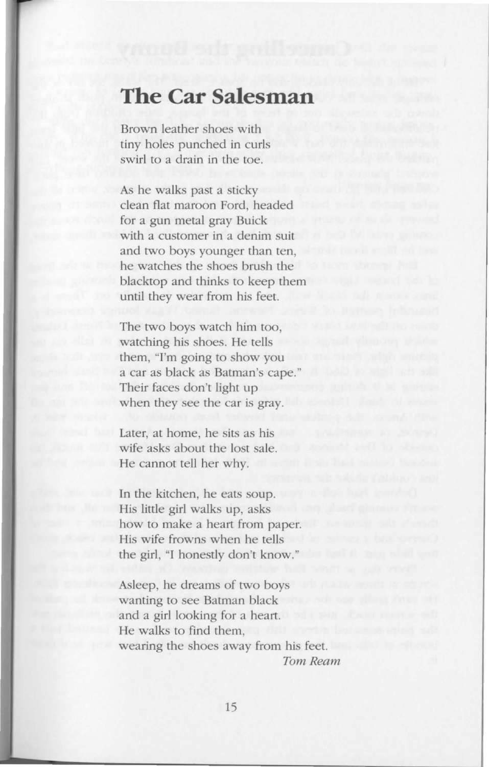# The Car Salesman

Brown leather shoes with
tiny holes punched in curls
swirl to a drain in the toe.

As he walks past a sticky
clean flat maroon Ford, headed
for a gun metal gray Buick
with a customer in a denim suit
and two boys younger than ten,
he watches the shoes brush the
blacktop and thinks to keep them
until they wear from his feet.

The two boys watch him too,
watching his shoes. He tells
them, "I'm going to show you
a car as black as Batman's cape."
Their faces don't light up
when they see the car is gray.

Later, at home, he sits as his
wife asks about the lost sale.
He cannot tell her why.

In the kitchen, he eats soup.
His little girl walks up, asks
how to make a heart from paper.
His wife frowns when he tells
the girl, "I honestly don't know."

Asleep, he dreams of two boys
wanting to see Batman black
and a girl looking for a heart.
He walks to find them,
wearing the shoes away from his feet.

*Tom Ream*